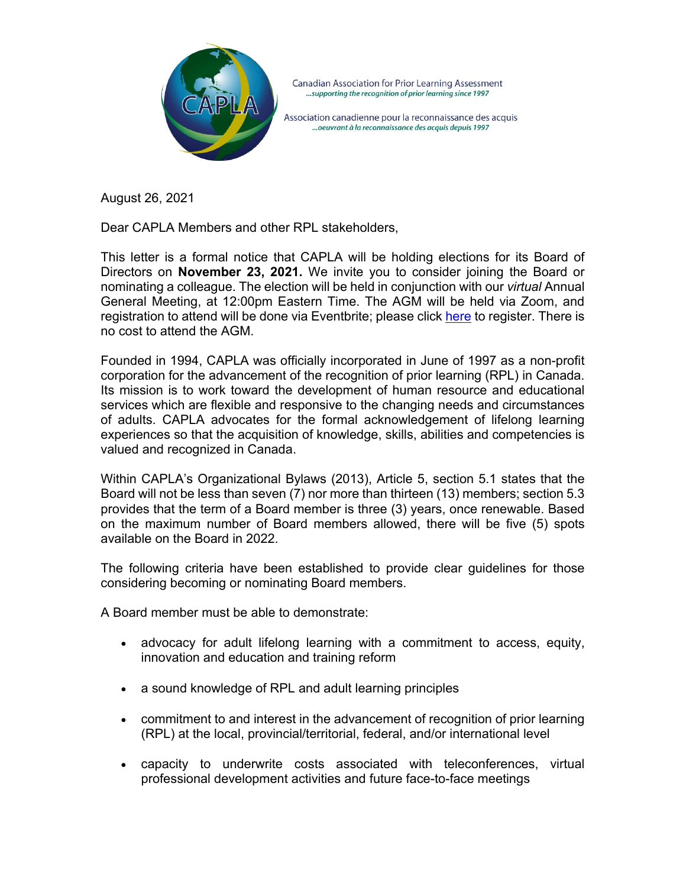Canadian Association for Prior Learning Assessment
*...supporting the recognition of prior learning since 1997*

Association canadienne pour la reconnaissance des acquis
*...oeuvrant à la reconnaissance des acquis depuis 1997*

August 26, 2021

Dear CAPLA Members and other RPL stakeholders,

This letter is a formal notice that CAPLA will be holding elections for its Board of Directors on **November 23, 2021.** We invite you to consider joining the Board or nominating a colleague. The election will be held in conjunction with our *virtual* Annual General Meeting, at 12:00pm Eastern Time. The AGM will be held via Zoom, and registration to attend will be done via Eventbrite; please click here to register. There is no cost to attend the AGM.

Founded in 1994, CAPLA was officially incorporated in June of 1997 as a non-profit corporation for the advancement of the recognition of prior learning (RPL) in Canada. Its mission is to work toward the development of human resource and educational services which are flexible and responsive to the changing needs and circumstances of adults. CAPLA advocates for the formal acknowledgement of lifelong learning experiences so that the acquisition of knowledge, skills, abilities and competencies is valued and recognized in Canada.

Within CAPLA's Organizational Bylaws (2013), Article 5, section 5.1 states that the Board will not be less than seven (7) nor more than thirteen (13) members; section 5.3 provides that the term of a Board member is three (3) years, once renewable. Based on the maximum number of Board members allowed, there will be five (5) spots available on the Board in 2022.

The following criteria have been established to provide clear guidelines for those considering becoming or nominating Board members.

A Board member must be able to demonstrate:

- advocacy for adult lifelong learning with a commitment to access, equity, innovation and education and training reform
- a sound knowledge of RPL and adult learning principles
- commitment to and interest in the advancement of recognition of prior learning (RPL) at the local, provincial/territorial, federal, and/or international level
- capacity to underwrite costs associated with teleconferences, virtual professional development activities and future face-to-face meetings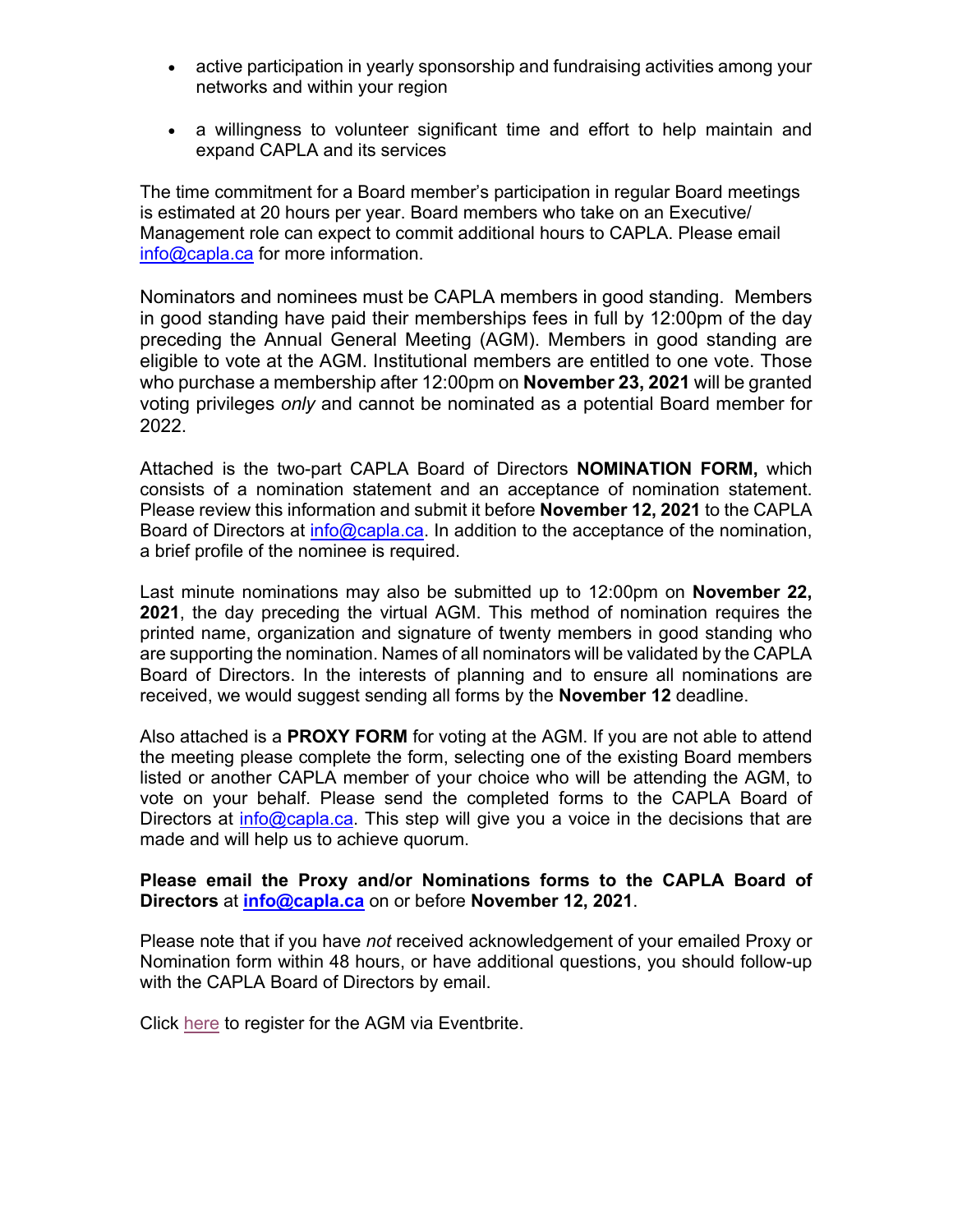- active participation in yearly sponsorship and fundraising activities among your networks and within your region
- a willingness to volunteer significant time and effort to help maintain and expand CAPLA and its services

The time commitment for a Board member's participation in regular Board meetings is estimated at 20 hours per year. Board members who take on an Executive/ Management role can expect to commit additional hours to CAPLA. Please email info@capla.ca for more information.

Nominators and nominees must be CAPLA members in good standing. Members in good standing have paid their memberships fees in full by 12:00pm of the day preceding the Annual General Meeting (AGM). Members in good standing are eligible to vote at the AGM. Institutional members are entitled to one vote. Those who purchase a membership after 12:00pm on **November 23, 2021** will be granted voting privileges *only* and cannot be nominated as a potential Board member for 2022.

Attached is the two-part CAPLA Board of Directors **NOMINATION FORM,** which consists of a nomination statement and an acceptance of nomination statement. Please review this information and submit it before **November 12, 2021** to the CAPLA Board of Directors at info@capla.ca. In addition to the acceptance of the nomination, a brief profile of the nominee is required.

Last minute nominations may also be submitted up to 12:00pm on **November 22, 2021**, the day preceding the virtual AGM. This method of nomination requires the printed name, organization and signature of twenty members in good standing who are supporting the nomination. Names of all nominators will be validated by the CAPLA Board of Directors. In the interests of planning and to ensure all nominations are received, we would suggest sending all forms by the **November 12** deadline.

Also attached is a **PROXY FORM** for voting at the AGM. If you are not able to attend the meeting please complete the form, selecting one of the existing Board members listed or another CAPLA member of your choice who will be attending the AGM, to vote on your behalf. Please send the completed forms to the CAPLA Board of Directors at info@capla.ca. This step will give you a voice in the decisions that are made and will help us to achieve quorum.

**Please email the Proxy and/or Nominations forms to the CAPLA Board of Directors** at **info@capla.ca** on or before **November 12, 2021**.

Please note that if you have *not* received acknowledgement of your emailed Proxy or Nomination form within 48 hours, or have additional questions, you should follow-up with the CAPLA Board of Directors by email.

Click here to register for the AGM via Eventbrite.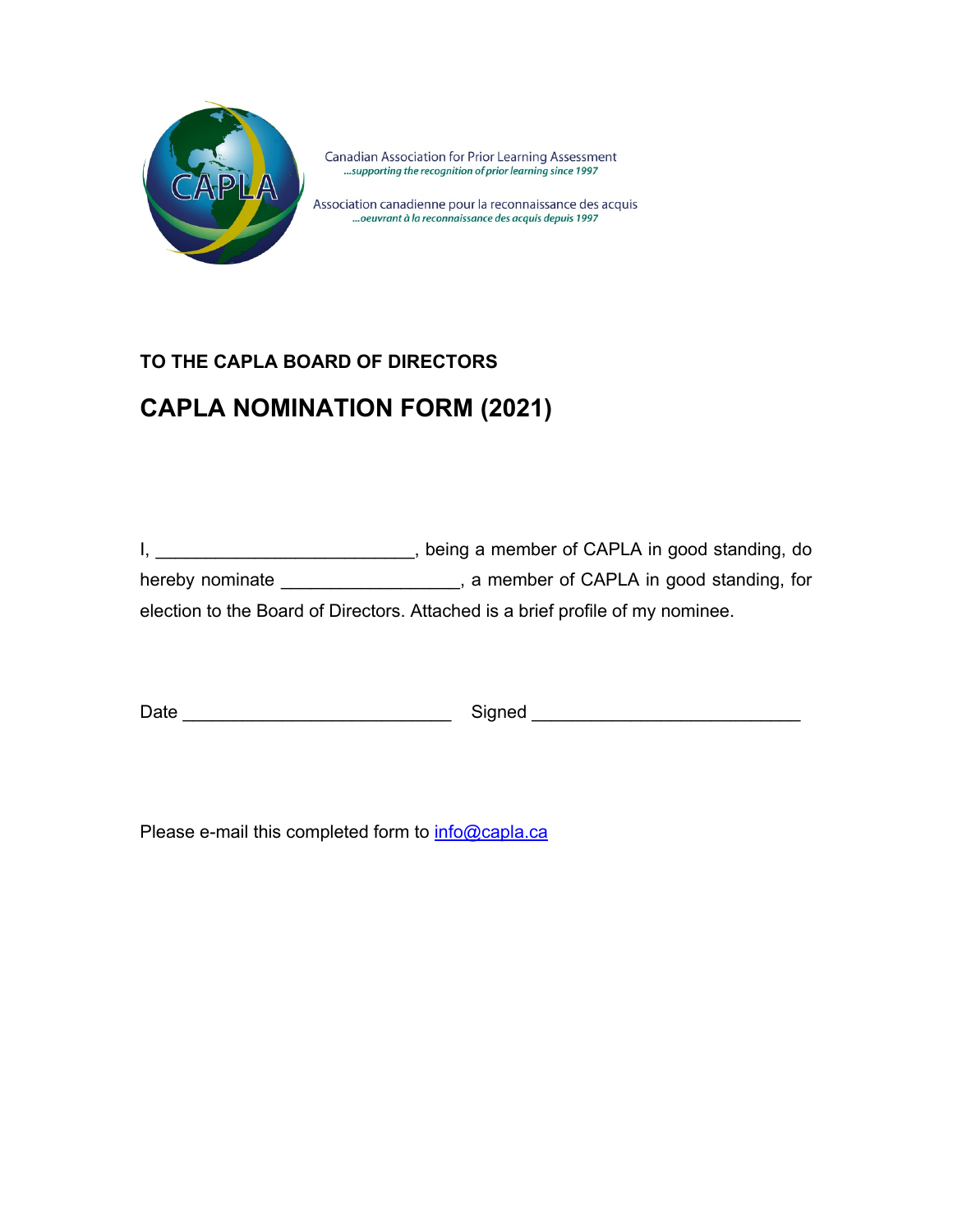Canadian Association for Prior Learning Assessment
*...supporting the recognition of prior learning since 1997*

Association canadienne pour la reconnaissance des acquis
*...oeuvrant à la reconnaissance des acquis depuis 1997*

**TO THE CAPLA BOARD OF DIRECTORS**

# CAPLA NOMINATION FORM (2021)

I, __________________________, being a member of CAPLA in good standing, do hereby nominate __________________, a member of CAPLA in good standing, for election to the Board of Directors. Attached is a brief profile of my nominee.

Date ___________________________ Signed ___________________________

Please e-mail this completed form to [info@capla.ca](mailto:info@capla.ca)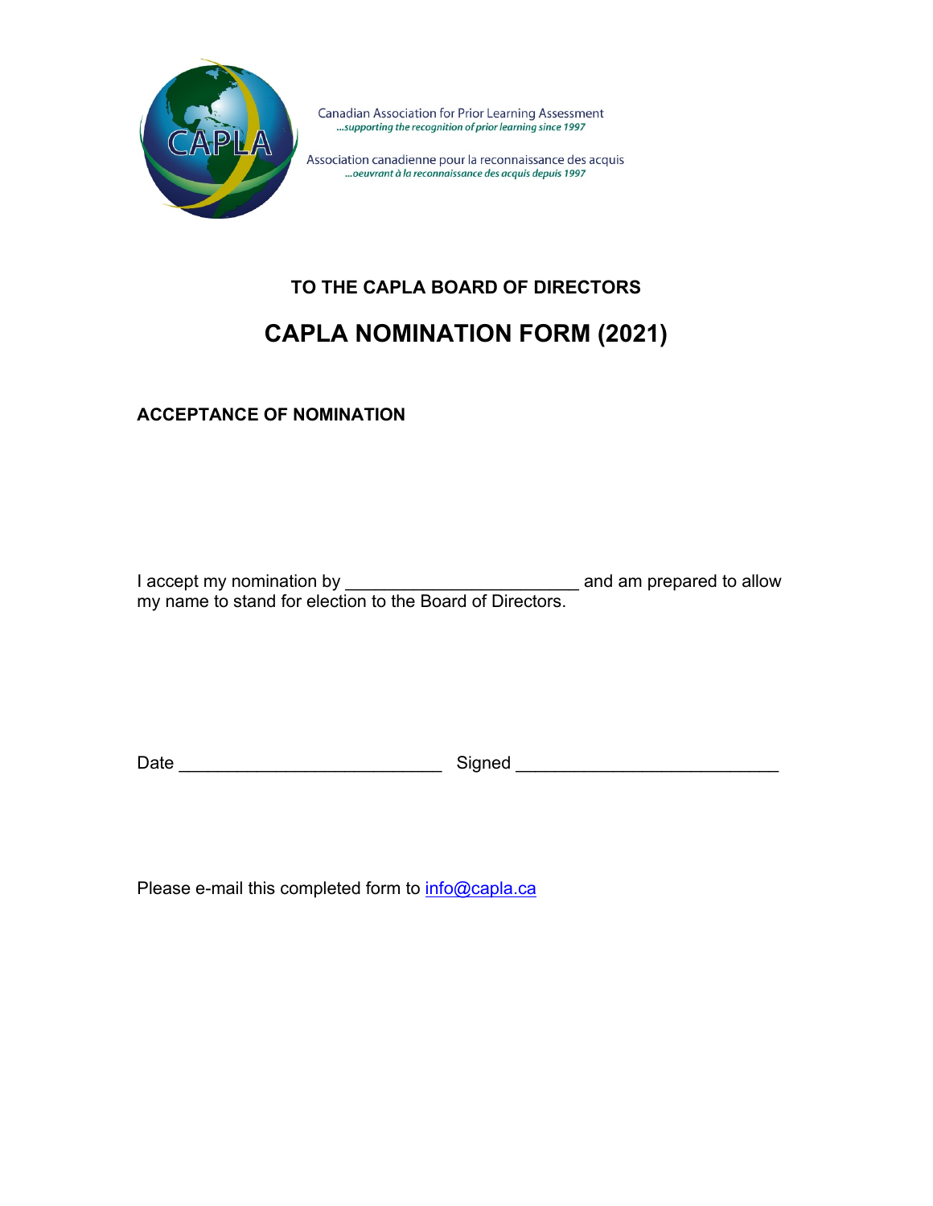Canadian Association for Prior Learning Assessment
*...supporting the recognition of prior learning since 1997*

Association canadienne pour la reconnaissance des acquis
*...oeuvrant à la reconnaissance des acquis depuis 1997*

### TO THE CAPLA BOARD OF DIRECTORS

## CAPLA NOMINATION FORM (2021)

**ACCEPTANCE OF NOMINATION**

I accept my nomination by ________________________ and am prepared to allow my name to stand for election to the Board of Directors.

Date ___________________________ Signed ___________________________

Please e-mail this completed form to [info@capla.ca](mailto:info@capla.ca)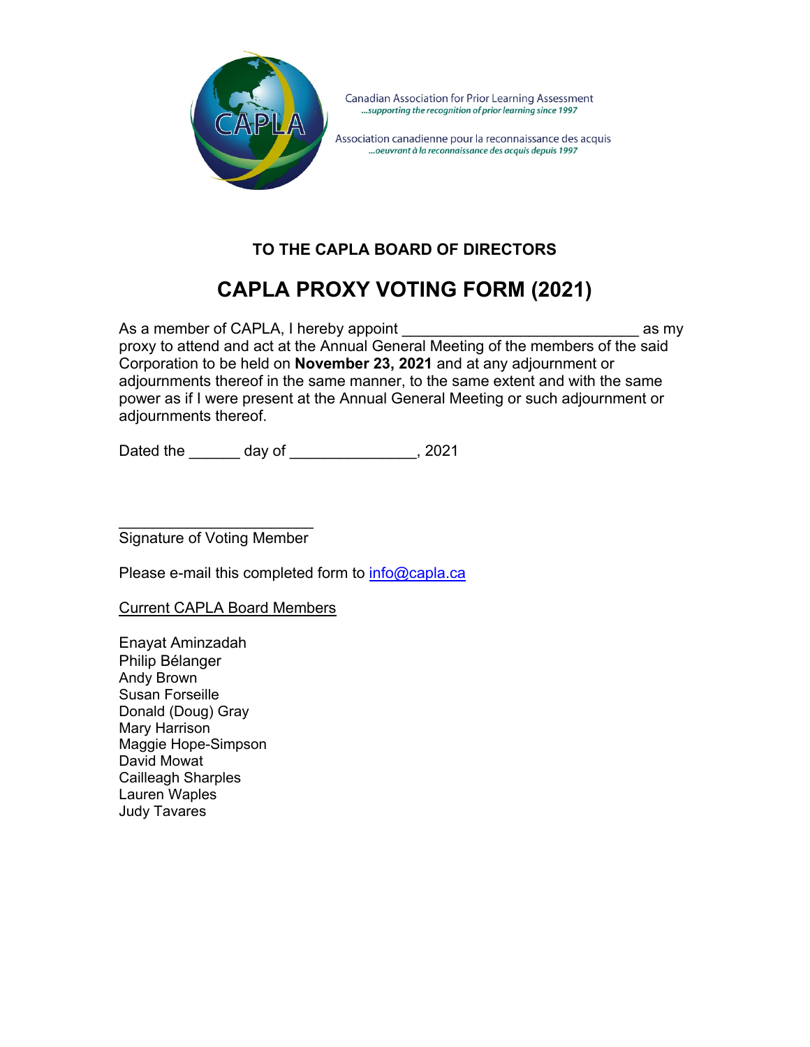Canadian Association for Prior Learning Assessment
*...supporting the recognition of prior learning since 1997*

Association canadienne pour la reconnaissance des acquis
*...oeuvrant à la reconnaissance des acquis depuis 1997*

**TO THE CAPLA BOARD OF DIRECTORS**

# CAPLA PROXY VOTING FORM (2021)

As a member of CAPLA, I hereby appoint ___________________________ as my proxy to attend and act at the Annual General Meeting of the members of the said Corporation to be held on **November 23, 2021** and at any adjournment or adjournments thereof in the same manner, to the same extent and with the same power as if I were present at the Annual General Meeting or such adjournment or adjournments thereof.

Dated the ______ day of _______________, 2021

_______________________
Signature of Voting Member

Please e-mail this completed form to info@capla.ca

Current CAPLA Board Members

Enayat Aminzadah
Philip Bélanger
Andy Brown
Susan Forseille
Donald (Doug) Gray
Mary Harrison
Maggie Hope-Simpson
David Mowat
Cailleagh Sharples
Lauren Waples
Judy Tavares